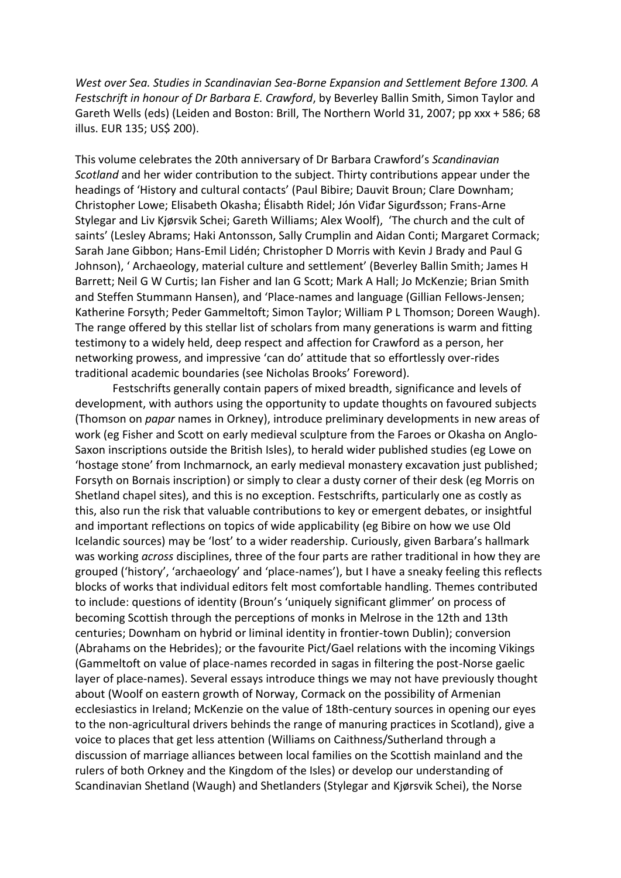*West over Sea. Studies in Scandinavian Sea-Borne Expansion and Settlement Before 1300. A Festschrift in honour of Dr Barbara E. Crawford*, by Beverley Ballin Smith, Simon Taylor and Gareth Wells (eds) (Leiden and Boston: Brill, The Northern World 31, 2007; pp xxx + 586; 68 illus. EUR 135; US$ 200).

This volume celebrates the 20th anniversary of Dr Barbara Crawford's *Scandinavian Scotland* and her wider contribution to the subject. Thirty contributions appear under the headings of 'History and cultural contacts' (Paul Bibire; Dauvit Broun; Clare Downham; Christopher Lowe; Elisabeth Okasha; Élisabth Ridel; Jón Viđar Sigurđsson; Frans-Arne Stylegar and Liv Kjørsvik Schei; Gareth Williams; Alex Woolf), 'The church and the cult of saints' (Lesley Abrams; Haki Antonsson, Sally Crumplin and Aidan Conti; Margaret Cormack; Sarah Jane Gibbon; Hans-Emil Lidén; Christopher D Morris with Kevin J Brady and Paul G Johnson), ' Archaeology, material culture and settlement' (Beverley Ballin Smith; James H Barrett; Neil G W Curtis; Ian Fisher and Ian G Scott; Mark A Hall; Jo McKenzie; Brian Smith and Steffen Stummann Hansen), and 'Place-names and language (Gillian Fellows-Jensen; Katherine Forsyth; Peder Gammeltoft; Simon Taylor; William P L Thomson; Doreen Waugh). The range offered by this stellar list of scholars from many generations is warm and fitting testimony to a widely held, deep respect and affection for Crawford as a person, her networking prowess, and impressive 'can do' attitude that so effortlessly over-rides traditional academic boundaries (see Nicholas Brooks' Foreword).

Festschrifts generally contain papers of mixed breadth, significance and levels of development, with authors using the opportunity to update thoughts on favoured subjects (Thomson on *papar* names in Orkney), introduce preliminary developments in new areas of work (eg Fisher and Scott on early medieval sculpture from the Faroes or Okasha on Anglo-Saxon inscriptions outside the British Isles), to herald wider published studies (eg Lowe on 'hostage stone' from Inchmarnock, an early medieval monastery excavation just published; Forsyth on Bornais inscription) or simply to clear a dusty corner of their desk (eg Morris on Shetland chapel sites), and this is no exception. Festschrifts, particularly one as costly as this, also run the risk that valuable contributions to key or emergent debates, or insightful and important reflections on topics of wide applicability (eg Bibire on how we use Old Icelandic sources) may be 'lost' to a wider readership. Curiously, given Barbara's hallmark was working *across* disciplines, three of the four parts are rather traditional in how they are grouped ('history', 'archaeology' and 'place-names'), but I have a sneaky feeling this reflects blocks of works that individual editors felt most comfortable handling. Themes contributed to include: questions of identity (Broun's 'uniquely significant glimmer' on process of becoming Scottish through the perceptions of monks in Melrose in the 12th and 13th centuries; Downham on hybrid or liminal identity in frontier-town Dublin); conversion (Abrahams on the Hebrides); or the favourite Pict/Gael relations with the incoming Vikings (Gammeltoft on value of place-names recorded in sagas in filtering the post-Norse gaelic layer of place-names). Several essays introduce things we may not have previously thought about (Woolf on eastern growth of Norway, Cormack on the possibility of Armenian ecclesiastics in Ireland; McKenzie on the value of 18th-century sources in opening our eyes to the non-agricultural drivers behinds the range of manuring practices in Scotland), give a voice to places that get less attention (Williams on Caithness/Sutherland through a discussion of marriage alliances between local families on the Scottish mainland and the rulers of both Orkney and the Kingdom of the Isles) or develop our understanding of Scandinavian Shetland (Waugh) and Shetlanders (Stylegar and Kjørsvik Schei), the Norse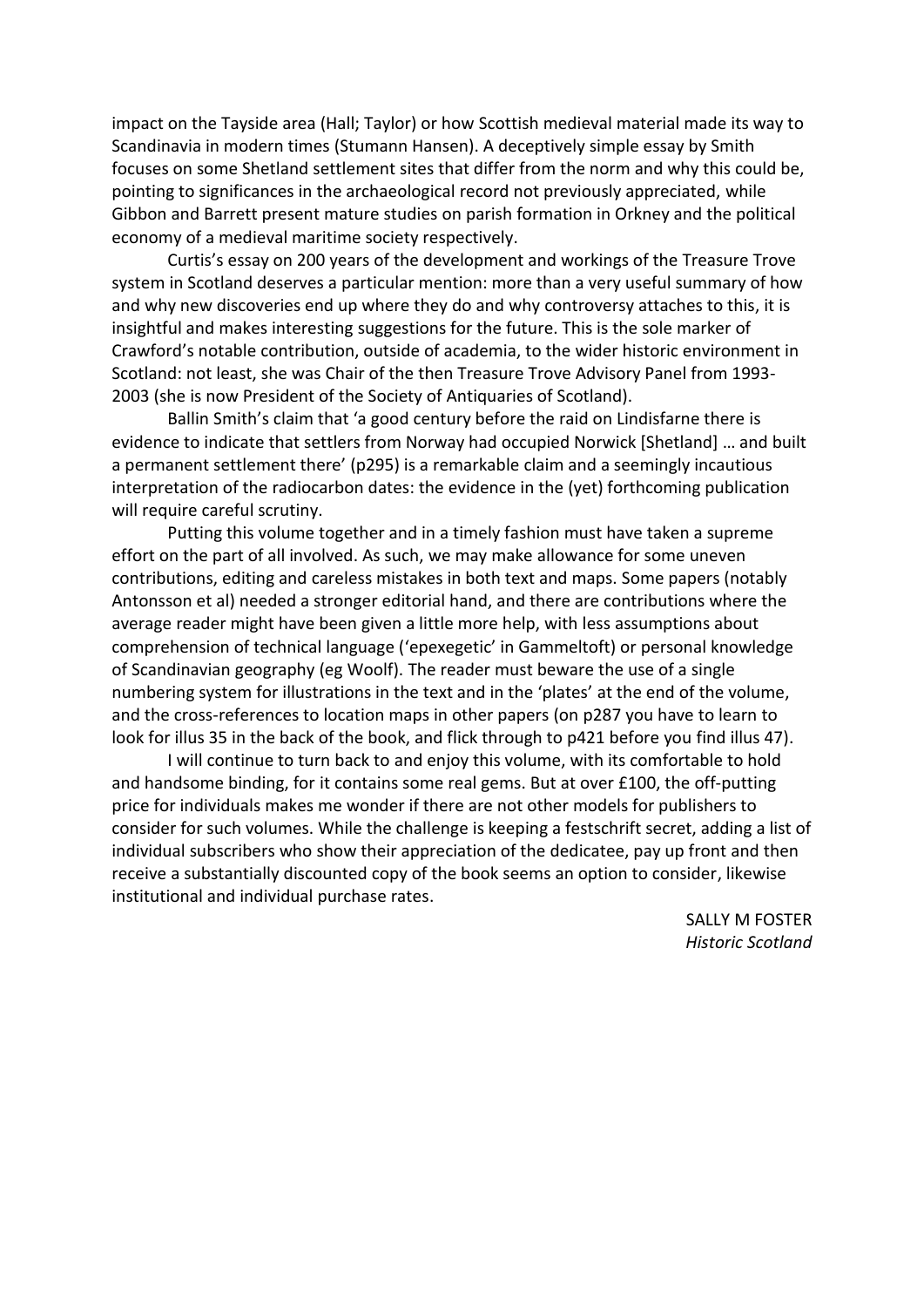impact on the Tayside area (Hall; Taylor) or how Scottish medieval material made its way to Scandinavia in modern times (Stumann Hansen). A deceptively simple essay by Smith focuses on some Shetland settlement sites that differ from the norm and why this could be, pointing to significances in the archaeological record not previously appreciated, while Gibbon and Barrett present mature studies on parish formation in Orkney and the political economy of a medieval maritime society respectively.

Curtis's essay on 200 years of the development and workings of the Treasure Trove system in Scotland deserves a particular mention: more than a very useful summary of how and why new discoveries end up where they do and why controversy attaches to this, it is insightful and makes interesting suggestions for the future. This is the sole marker of Crawford's notable contribution, outside of academia, to the wider historic environment in Scotland: not least, she was Chair of the then Treasure Trove Advisory Panel from 1993-2003 (she is now President of the Society of Antiquaries of Scotland).

Ballin Smith's claim that 'a good century before the raid on Lindisfarne there is evidence to indicate that settlers from Norway had occupied Norwick [Shetland] … and built a permanent settlement there' (p295) is a remarkable claim and a seemingly incautious interpretation of the radiocarbon dates: the evidence in the (yet) forthcoming publication will require careful scrutiny.

Putting this volume together and in a timely fashion must have taken a supreme effort on the part of all involved. As such, we may make allowance for some uneven contributions, editing and careless mistakes in both text and maps. Some papers (notably Antonsson et al) needed a stronger editorial hand, and there are contributions where the average reader might have been given a little more help, with less assumptions about comprehension of technical language ('epexegetic' in Gammeltoft) or personal knowledge of Scandinavian geography (eg Woolf). The reader must beware the use of a single numbering system for illustrations in the text and in the 'plates' at the end of the volume, and the cross-references to location maps in other papers (on p287 you have to learn to look for illus 35 in the back of the book, and flick through to p421 before you find illus 47).

I will continue to turn back to and enjoy this volume, with its comfortable to hold and handsome binding, for it contains some real gems. But at over £100, the off-putting price for individuals makes me wonder if there are not other models for publishers to consider for such volumes. While the challenge is keeping a festschrift secret, adding a list of individual subscribers who show their appreciation of the dedicatee, pay up front and then receive a substantially discounted copy of the book seems an option to consider, likewise institutional and individual purchase rates.

SALLY M FOSTER
*Historic Scotland*